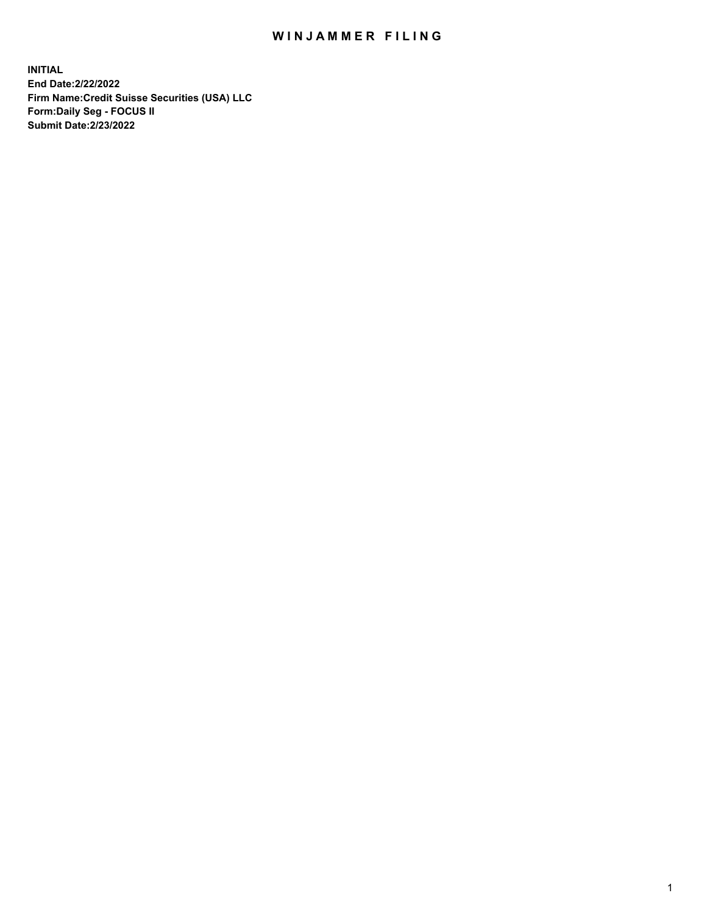# WINJAMMER FILING

**INITIAL**
**End Date:2/22/2022**
**Firm Name:Credit Suisse Securities (USA) LLC**
**Form:Daily Seg - FOCUS II**
**Submit Date:2/23/2022**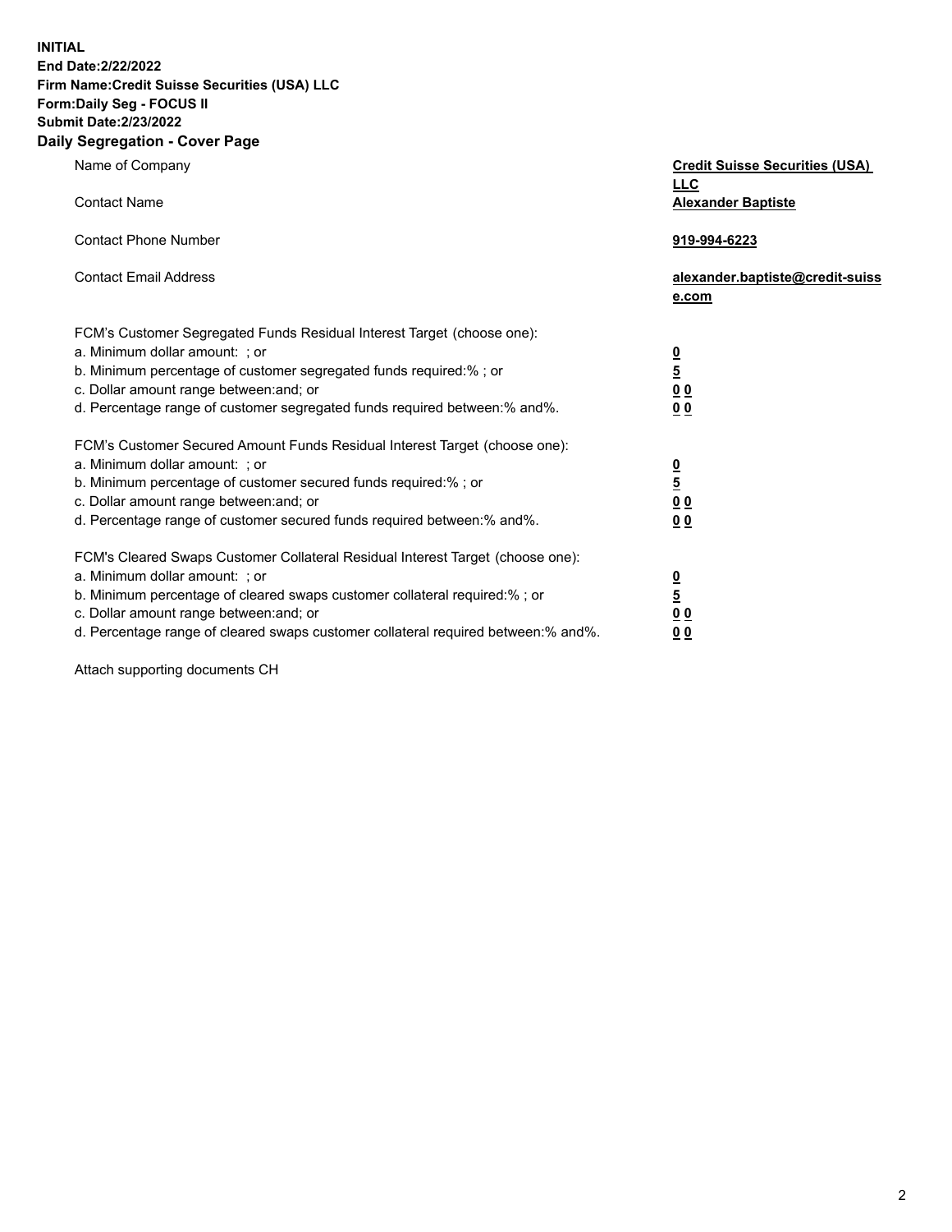**INITIAL**
**End Date:2/22/2022**
**Firm Name:Credit Suisse Securities (USA) LLC**
**Form:Daily Seg - FOCUS II**
**Submit Date:2/23/2022**

## Daily Segregation - Cover Page

| | |
|---|---|
| Name of Company | **Credit Suisse Securities (USA) LLC** |
| Contact Name | **Alexander Baptiste** |
| Contact Phone Number | **919-994-6223** |
| Contact Email Address | **alexander.baptiste@credit-suisse.com** |

FCM's Customer Segregated Funds Residual Interest Target (choose one):

| | |
|---|---|
| a. Minimum dollar amount: ; or | **0** |
| b. Minimum percentage of customer segregated funds required:% ; or | **5** |
| c. Dollar amount range between:and; or | **0 0** |
| d. Percentage range of customer segregated funds required between:% and%. | **0 0** |

FCM's Customer Secured Amount Funds Residual Interest Target (choose one):

| | |
|---|---|
| a. Minimum dollar amount: ; or | **0** |
| b. Minimum percentage of customer secured funds required:% ; or | **5** |
| c. Dollar amount range between:and; or | **0 0** |
| d. Percentage range of customer secured funds required between:% and%. | **0 0** |

FCM's Cleared Swaps Customer Collateral Residual Interest Target (choose one):

| | |
|---|---|
| a. Minimum dollar amount: ; or | **0** |
| b. Minimum percentage of cleared swaps customer collateral required:% ; or | **5** |
| c. Dollar amount range between:and; or | **0 0** |
| d. Percentage range of cleared swaps customer collateral required between:% and%. | **0 0** |

Attach supporting documents CH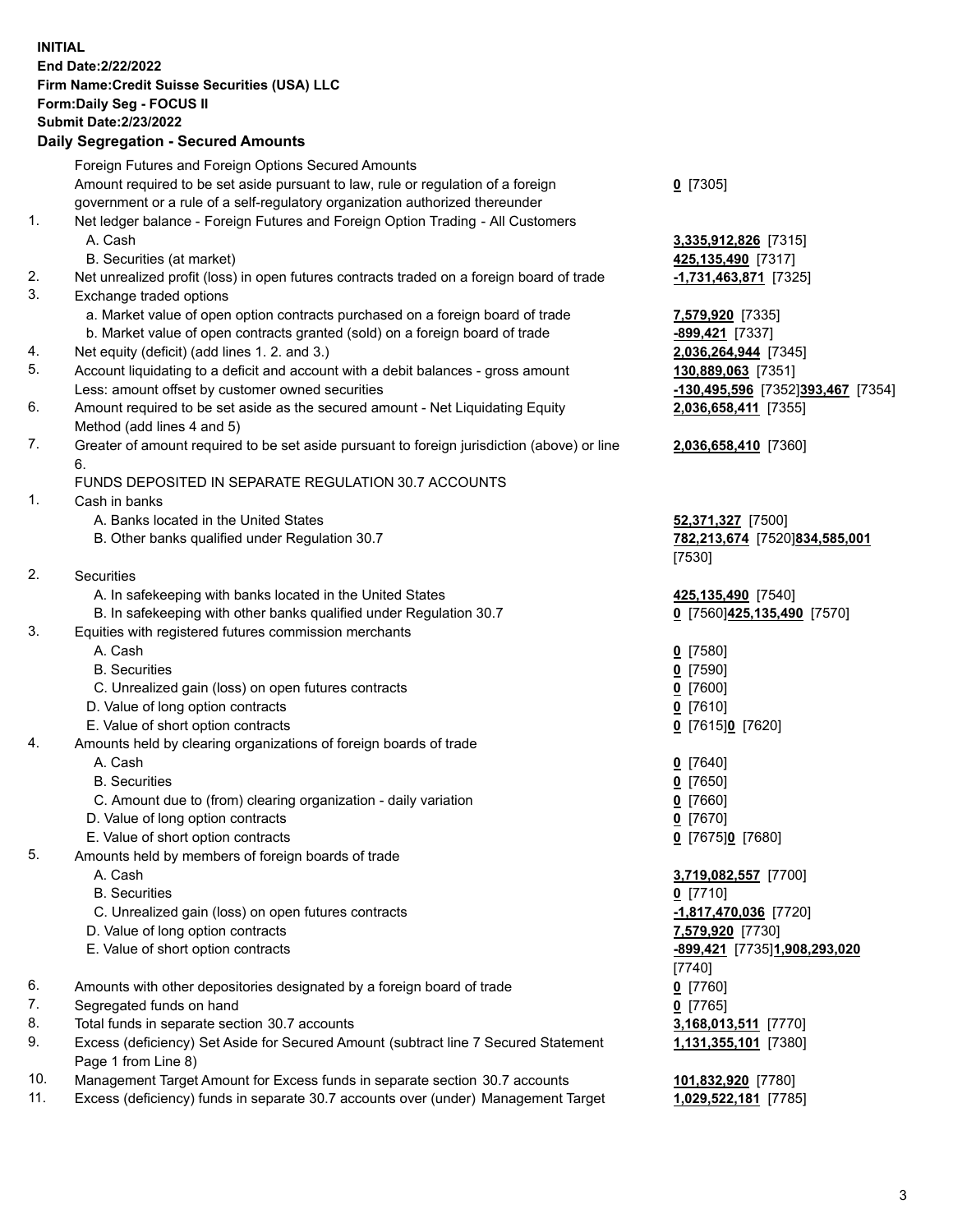**INITIAL**
**End Date:2/22/2022**
**Firm Name:Credit Suisse Securities (USA) LLC**
**Form:Daily Seg - FOCUS II**
**Submit Date:2/23/2022**

## Daily Segregation - Secured Amounts

| | | |
|---|---|---|
| | Foreign Futures and Foreign Options Secured Amounts | |
| | Amount required to be set aside pursuant to law, rule or regulation of a foreign government or a rule of a self-regulatory organization authorized thereunder | **0** [7305] |
| 1. | Net ledger balance - Foreign Futures and Foreign Option Trading - All Customers | |
| | A. Cash | **3,335,912,826** [7315] |
| | B. Securities (at market) | **425,135,490** [7317] |
| 2. | Net unrealized profit (loss) in open futures contracts traded on a foreign board of trade | **-1,731,463,871** [7325] |
| 3. | Exchange traded options | |
| | a. Market value of open option contracts purchased on a foreign board of trade | **7,579,920** [7335] |
| | b. Market value of open contracts granted (sold) on a foreign board of trade | **-899,421** [7337] |
| 4. | Net equity (deficit) (add lines 1. 2. and 3.) | **2,036,264,944** [7345] |
| 5. | Account liquidating to a deficit and account with a debit balances - gross amount | **130,889,063** [7351] |
| | Less: amount offset by customer owned securities | **-130,495,596** [7352]**393,467** [7354] |
| 6. | Amount required to be set aside as the secured amount - Net Liquidating Equity Method (add lines 4 and 5) | **2,036,658,411** [7355] |
| 7. | Greater of amount required to be set aside pursuant to foreign jurisdiction (above) or line 6. | **2,036,658,410** [7360] |
| | FUNDS DEPOSITED IN SEPARATE REGULATION 30.7 ACCOUNTS | |
| 1. | Cash in banks | |
| | A. Banks located in the United States | **52,371,327** [7500] |
| | B. Other banks qualified under Regulation 30.7 | **782,213,674** [7520]**834,585,001** [7530] |
| 2. | Securities | |
| | A. In safekeeping with banks located in the United States | **425,135,490** [7540] |
| | B. In safekeeping with other banks qualified under Regulation 30.7 | **0** [7560]**425,135,490** [7570] |
| 3. | Equities with registered futures commission merchants | |
| | A. Cash | **0** [7580] |
| | B. Securities | **0** [7590] |
| | C. Unrealized gain (loss) on open futures contracts | **0** [7600] |
| | D. Value of long option contracts | **0** [7610] |
| | E. Value of short option contracts | **0** [7615]**0** [7620] |
| 4. | Amounts held by clearing organizations of foreign boards of trade | |
| | A. Cash | **0** [7640] |
| | B. Securities | **0** [7650] |
| | C. Amount due to (from) clearing organization - daily variation | **0** [7660] |
| | D. Value of long option contracts | **0** [7670] |
| | E. Value of short option contracts | **0** [7675]**0** [7680] |
| 5. | Amounts held by members of foreign boards of trade | |
| | A. Cash | **3,719,082,557** [7700] |
| | B. Securities | **0** [7710] |
| | C. Unrealized gain (loss) on open futures contracts | **-1,817,470,036** [7720] |
| | D. Value of long option contracts | **7,579,920** [7730] |
| | E. Value of short option contracts | **-899,421** [7735]**1,908,293,020** [7740] |
| 6. | Amounts with other depositories designated by a foreign board of trade | **0** [7760] |
| 7. | Segregated funds on hand | **0** [7765] |
| 8. | Total funds in separate section 30.7 accounts | **3,168,013,511** [7770] |
| 9. | Excess (deficiency) Set Aside for Secured Amount (subtract line 7 Secured Statement Page 1 from Line 8) | **1,131,355,101** [7380] |
| 10. | Management Target Amount for Excess funds in separate section 30.7 accounts | **101,832,920** [7780] |
| 11. | Excess (deficiency) funds in separate 30.7 accounts over (under) Management Target | **1,029,522,181** [7785] |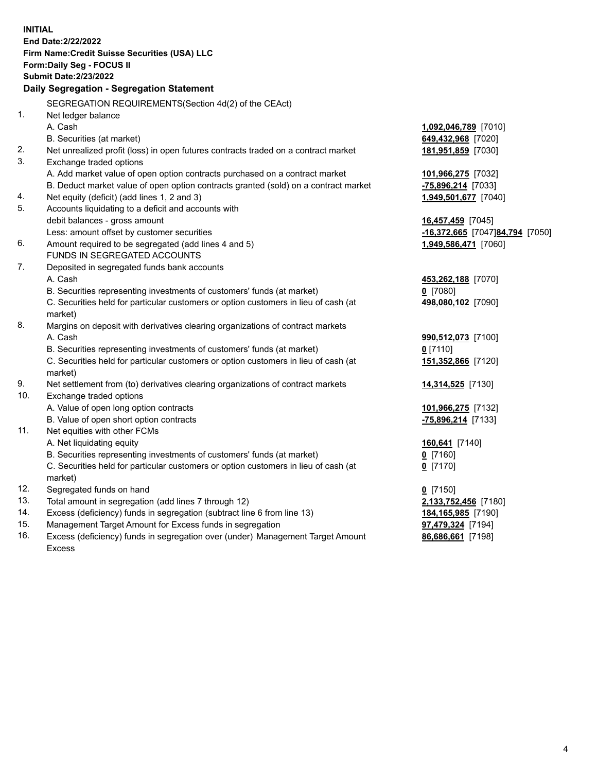**INITIAL**
**End Date:2/22/2022**
**Firm Name:Credit Suisse Securities (USA) LLC**
**Form:Daily Seg - FOCUS II**
**Submit Date:2/23/2022**

## Daily Segregation - Segregation Statement

| | | |
|---|---|---|
| | SEGREGATION REQUIREMENTS(Section 4d(2) of the CEAct) | |
| 1. | Net ledger balance | |
| | A. Cash | **1,092,046,789** [7010] |
| | B. Securities (at market) | **649,432,968** [7020] |
| 2. | Net unrealized profit (loss) in open futures contracts traded on a contract market | **181,951,859** [7030] |
| 3. | Exchange traded options | |
| | A. Add market value of open option contracts purchased on a contract market | **101,966,275** [7032] |
| | B. Deduct market value of open option contracts granted (sold) on a contract market | **-75,896,214** [7033] |
| 4. | Net equity (deficit) (add lines 1, 2 and 3) | **1,949,501,677** [7040] |
| 5. | Accounts liquidating to a deficit and accounts with debit balances - gross amount | **16,457,459** [7045] |
| | Less: amount offset by customer securities | **-16,372,665** [7047] **84,794** [7050] |
| 6. | Amount required to be segregated (add lines 4 and 5) | **1,949,586,471** [7060] |
| | FUNDS IN SEGREGATED ACCOUNTS | |
| 7. | Deposited in segregated funds bank accounts | |
| | A. Cash | **453,262,188** [7070] |
| | B. Securities representing investments of customers' funds (at market) | **0** [7080] |
| | C. Securities held for particular customers or option customers in lieu of cash (at market) | **498,080,102** [7090] |
| 8. | Margins on deposit with derivatives clearing organizations of contract markets | |
| | A. Cash | **990,512,073** [7100] |
| | B. Securities representing investments of customers' funds (at market) | **0** [7110] |
| | C. Securities held for particular customers or option customers in lieu of cash (at market) | **151,352,866** [7120] |
| 9. | Net settlement from (to) derivatives clearing organizations of contract markets | **14,314,525** [7130] |
| 10. | Exchange traded options | |
| | A. Value of open long option contracts | **101,966,275** [7132] |
| | B. Value of open short option contracts | **-75,896,214** [7133] |
| 11. | Net equities with other FCMs | |
| | A. Net liquidating equity | **160,641** [7140] |
| | B. Securities representing investments of customers' funds (at market) | **0** [7160] |
| | C. Securities held for particular customers or option customers in lieu of cash (at market) | **0** [7170] |
| 12. | Segregated funds on hand | **0** [7150] |
| 13. | Total amount in segregation (add lines 7 through 12) | **2,133,752,456** [7180] |
| 14. | Excess (deficiency) funds in segregation (subtract line 6 from line 13) | **184,165,985** [7190] |
| 15. | Management Target Amount for Excess funds in segregation | **97,479,324** [7194] |
| 16. | Excess (deficiency) funds in segregation over (under) Management Target Amount Excess | **86,686,661** [7198] |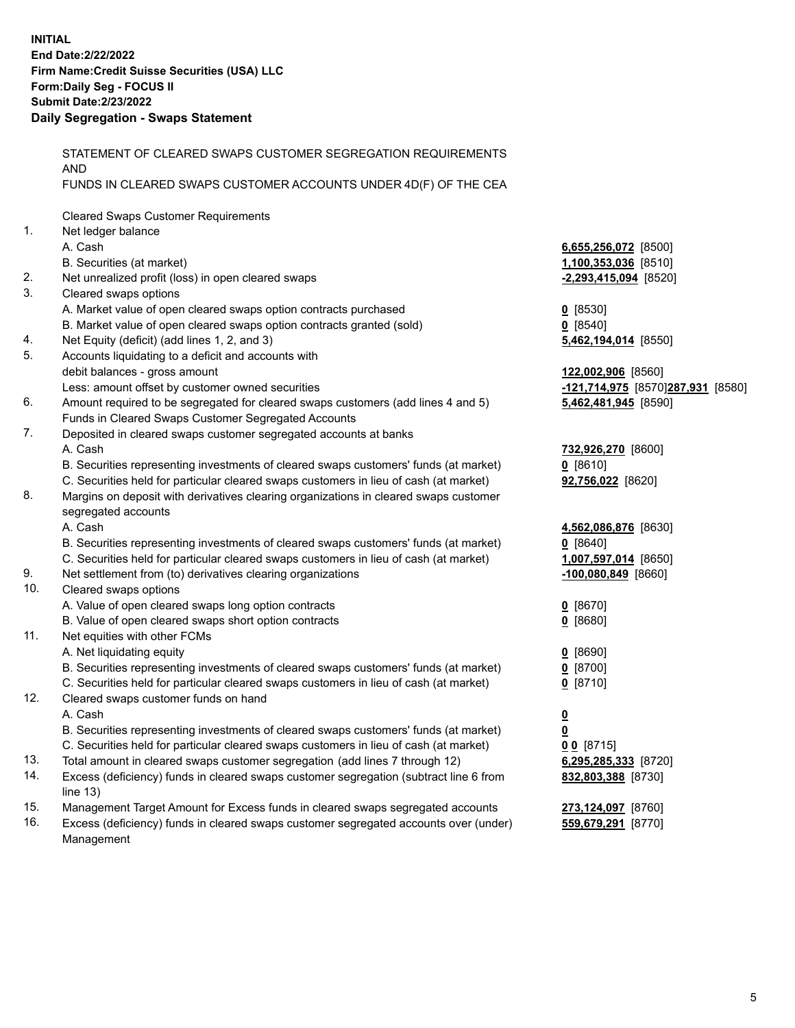**INITIAL**
**End Date:2/22/2022**
**Firm Name:Credit Suisse Securities (USA) LLC**
**Form:Daily Seg - FOCUS II**
**Submit Date:2/23/2022**
**Daily Segregation - Swaps Statement**

STATEMENT OF CLEARED SWAPS CUSTOMER SEGREGATION REQUIREMENTS AND
FUNDS IN CLEARED SWAPS CUSTOMER ACCOUNTS UNDER 4D(F) OF THE CEA

| | | |
|---|---|---|
| | Cleared Swaps Customer Requirements | |
| 1. | Net ledger balance | |
| | A. Cash | **6,655,256,072** [8500] |
| | B. Securities (at market) | **1,100,353,036** [8510] |
| 2. | Net unrealized profit (loss) in open cleared swaps | **-2,293,415,094** [8520] |
| 3. | Cleared swaps options | |
| | A. Market value of open cleared swaps option contracts purchased | **0** [8530] |
| | B. Market value of open cleared swaps option contracts granted (sold) | **0** [8540] |
| 4. | Net Equity (deficit) (add lines 1, 2, and 3) | **5,462,194,014** [8550] |
| 5. | Accounts liquidating to a deficit and accounts with debit balances - gross amount | **122,002,906** [8560] |
| | Less: amount offset by customer owned securities | **-121,714,975** [8570] **287,931** [8580] |
| 6. | Amount required to be segregated for cleared swaps customers (add lines 4 and 5) | **5,462,481,945** [8590] |
| | Funds in Cleared Swaps Customer Segregated Accounts | |
| 7. | Deposited in cleared swaps customer segregated accounts at banks | |
| | A. Cash | **732,926,270** [8600] |
| | B. Securities representing investments of cleared swaps customers' funds (at market) | **0** [8610] |
| | C. Securities held for particular cleared swaps customers in lieu of cash (at market) | **92,756,022** [8620] |
| 8. | Margins on deposit with derivatives clearing organizations in cleared swaps customer segregated accounts | |
| | A. Cash | **4,562,086,876** [8630] |
| | B. Securities representing investments of cleared swaps customers' funds (at market) | **0** [8640] |
| | C. Securities held for particular cleared swaps customers in lieu of cash (at market) | **1,007,597,014** [8650] |
| 9. | Net settlement from (to) derivatives clearing organizations | **-100,080,849** [8660] |
| 10. | Cleared swaps options | |
| | A. Value of open cleared swaps long option contracts | **0** [8670] |
| | B. Value of open cleared swaps short option contracts | **0** [8680] |
| 11. | Net equities with other FCMs | |
| | A. Net liquidating equity | **0** [8690] |
| | B. Securities representing investments of cleared swaps customers' funds (at market) | **0** [8700] |
| | C. Securities held for particular cleared swaps customers in lieu of cash (at market) | **0** [8710] |
| 12. | Cleared swaps customer funds on hand | |
| | A. Cash | **0** |
| | B. Securities representing investments of cleared swaps customers' funds (at market) | **0** |
| | C. Securities held for particular cleared swaps customers in lieu of cash (at market) | **0** **0** [8715] |
| 13. | Total amount in cleared swaps customer segregation (add lines 7 through 12) | **6,295,285,333** [8720] |
| 14. | Excess (deficiency) funds in cleared swaps customer segregation (subtract line 6 from line 13) | **832,803,388** [8730] |
| 15. | Management Target Amount for Excess funds in cleared swaps segregated accounts | **273,124,097** [8760] |
| 16. | Excess (deficiency) funds in cleared swaps customer segregated accounts over (under) Management | **559,679,291** [8770] |